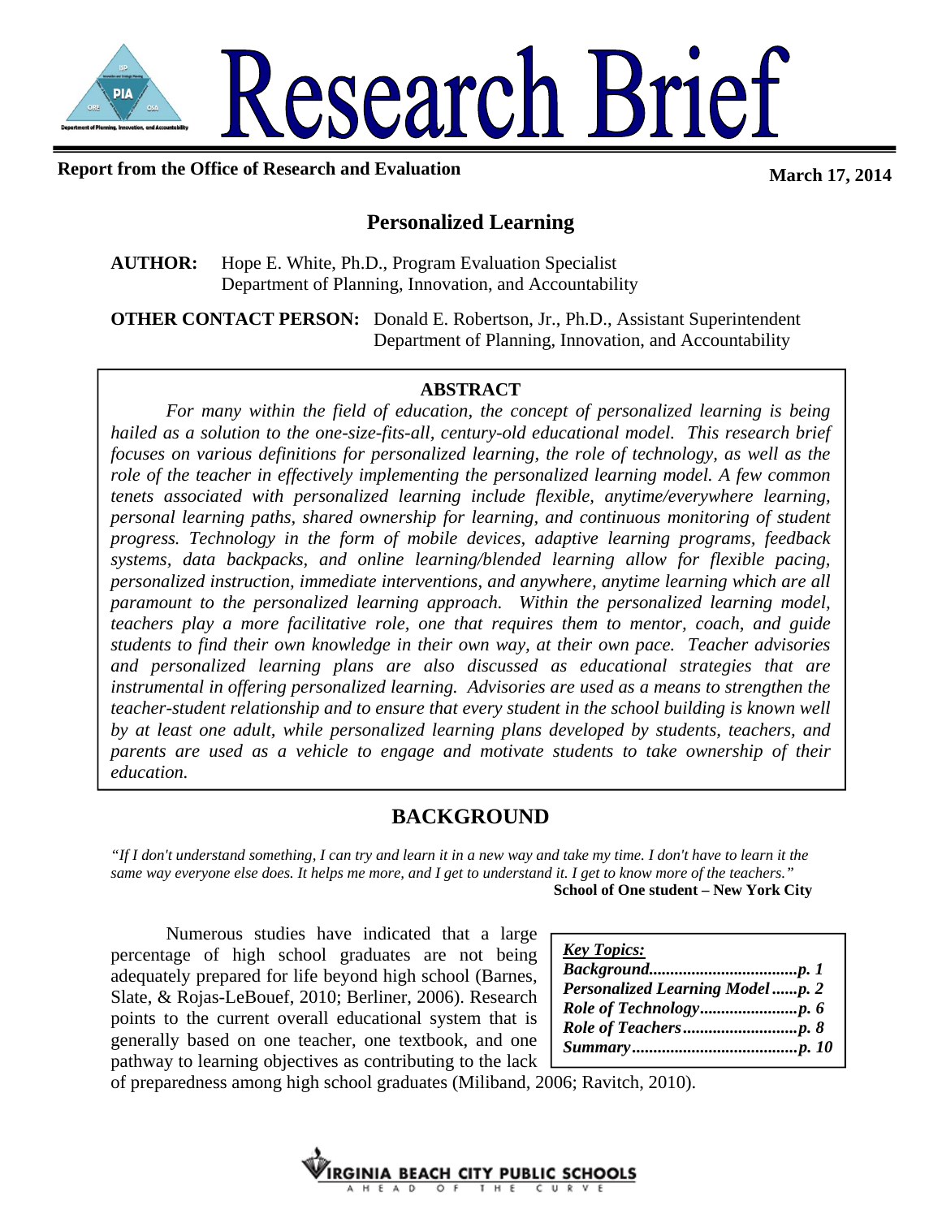# Research Brief

**Report from the Office of Research and Evaluation**

**March 17, 2014**

## Personalized Learning

**AUTHOR:** Hope E. White, Ph.D., Program Evaluation Specialist
Department of Planning, Innovation, and Accountability

**OTHER CONTACT PERSON:** Donald E. Robertson, Jr., Ph.D., Assistant Superintendent
Department of Planning, Innovation, and Accountability

### ABSTRACT

*For many within the field of education, the concept of personalized learning is being hailed as a solution to the one-size-fits-all, century-old educational model. This research brief focuses on various definitions for personalized learning, the role of technology, as well as the role of the teacher in effectively implementing the personalized learning model. A few common tenets associated with personalized learning include flexible, anytime/everywhere learning, personal learning paths, shared ownership for learning, and continuous monitoring of student progress. Technology in the form of mobile devices, adaptive learning programs, feedback systems, data backpacks, and online learning/blended learning allow for flexible pacing, personalized instruction, immediate interventions, and anywhere, anytime learning which are all paramount to the personalized learning approach. Within the personalized learning model, teachers play a more facilitative role, one that requires them to mentor, coach, and guide students to find their own knowledge in their own way, at their own pace. Teacher advisories and personalized learning plans are also discussed as educational strategies that are instrumental in offering personalized learning. Advisories are used as a means to strengthen the teacher-student relationship and to ensure that every student in the school building is known well by at least one adult, while personalized learning plans developed by students, teachers, and parents are used as a vehicle to engage and motivate students to take ownership of their education.*

## BACKGROUND

*"If I don't understand something, I can try and learn it in a new way and take my time. I don't have to learn it the same way everyone else does. It helps me more, and I get to understand it. I get to know more of the teachers."*

**School of One student – New York City**

***Key Topics:***
***Background....................................p. 1***
***Personalized Learning Model......p. 2***
***Role of Technology.......................p. 6***
***Role of Teachers...........................p. 8***
***Summary.......................................p. 10***

Numerous studies have indicated that a large percentage of high school graduates are not being adequately prepared for life beyond high school (Barnes, Slate, & Rojas-LeBouef, 2010; Berliner, 2006). Research points to the current overall educational system that is generally based on one teacher, one textbook, and one pathway to learning objectives as contributing to the lack of preparedness among high school graduates (Miliband, 2006; Ravitch, 2010).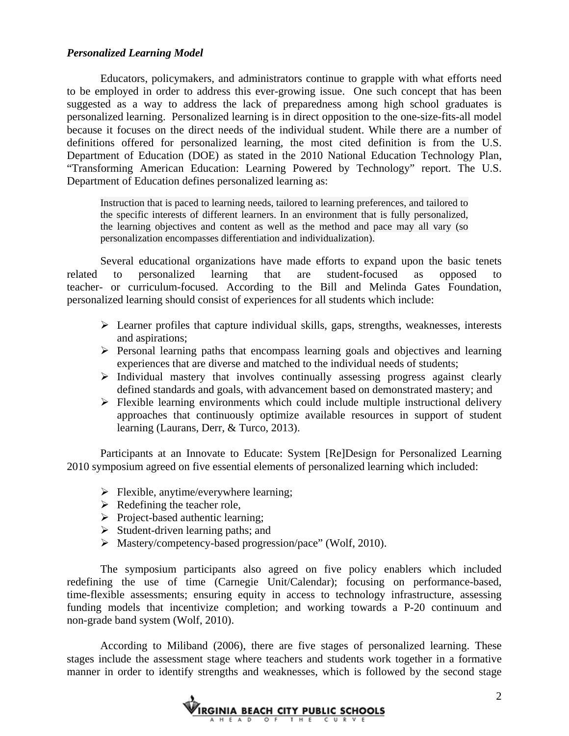***Personalized Learning Model***

Educators, policymakers, and administrators continue to grapple with what efforts need to be employed in order to address this ever-growing issue. One such concept that has been suggested as a way to address the lack of preparedness among high school graduates is personalized learning. Personalized learning is in direct opposition to the one-size-fits-all model because it focuses on the direct needs of the individual student. While there are a number of definitions offered for personalized learning, the most cited definition is from the U.S. Department of Education (DOE) as stated in the 2010 National Education Technology Plan, "Transforming American Education: Learning Powered by Technology" report. The U.S. Department of Education defines personalized learning as:

> Instruction that is paced to learning needs, tailored to learning preferences, and tailored to the specific interests of different learners. In an environment that is fully personalized, the learning objectives and content as well as the method and pace may all vary (so personalization encompasses differentiation and individualization).

Several educational organizations have made efforts to expand upon the basic tenets related to personalized learning that are student-focused as opposed to teacher- or curriculum-focused. According to the Bill and Melinda Gates Foundation, personalized learning should consist of experiences for all students which include:

- Learner profiles that capture individual skills, gaps, strengths, weaknesses, interests and aspirations;
- Personal learning paths that encompass learning goals and objectives and learning experiences that are diverse and matched to the individual needs of students;
- Individual mastery that involves continually assessing progress against clearly defined standards and goals, with advancement based on demonstrated mastery; and
- Flexible learning environments which could include multiple instructional delivery approaches that continuously optimize available resources in support of student learning (Laurans, Derr, & Turco, 2013).

Participants at an Innovate to Educate: System [Re]Design for Personalized Learning 2010 symposium agreed on five essential elements of personalized learning which included:

- Flexible, anytime/everywhere learning;
- Redefining the teacher role,
- Project-based authentic learning;
- Student-driven learning paths; and
- Mastery/competency-based progression/pace" (Wolf, 2010).

The symposium participants also agreed on five policy enablers which included redefining the use of time (Carnegie Unit/Calendar); focusing on performance-based, time-flexible assessments; ensuring equity in access to technology infrastructure, assessing funding models that incentivize completion; and working towards a P-20 continuum and non-grade band system (Wolf, 2010).

According to Miliband (2006), there are five stages of personalized learning. These stages include the assessment stage where teachers and students work together in a formative manner in order to identify strengths and weaknesses, which is followed by the second stage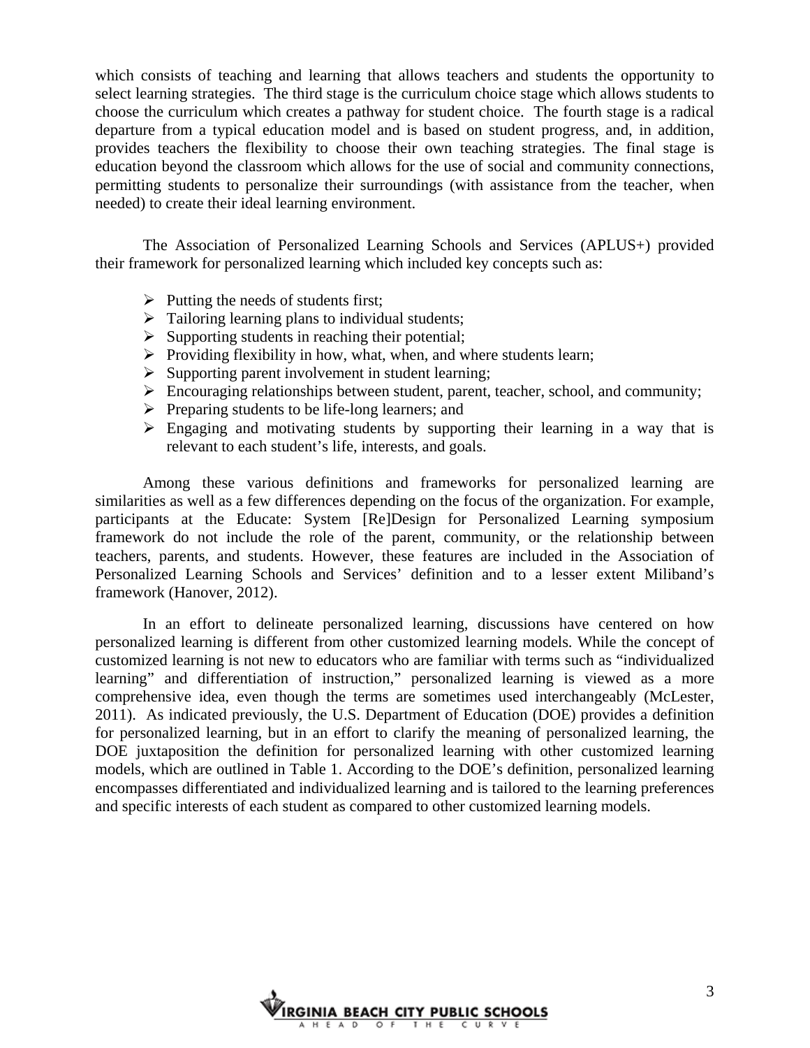which consists of teaching and learning that allows teachers and students the opportunity to select learning strategies. The third stage is the curriculum choice stage which allows students to choose the curriculum which creates a pathway for student choice. The fourth stage is a radical departure from a typical education model and is based on student progress, and, in addition, provides teachers the flexibility to choose their own teaching strategies. The final stage is education beyond the classroom which allows for the use of social and community connections, permitting students to personalize their surroundings (with assistance from the teacher, when needed) to create their ideal learning environment.

The Association of Personalized Learning Schools and Services (APLUS+) provided their framework for personalized learning which included key concepts such as:

- Putting the needs of students first;
- Tailoring learning plans to individual students;
- Supporting students in reaching their potential;
- Providing flexibility in how, what, when, and where students learn;
- Supporting parent involvement in student learning;
- Encouraging relationships between student, parent, teacher, school, and community;
- Preparing students to be life-long learners; and
- Engaging and motivating students by supporting their learning in a way that is relevant to each student's life, interests, and goals.

Among these various definitions and frameworks for personalized learning are similarities as well as a few differences depending on the focus of the organization. For example, participants at the Educate: System [Re]Design for Personalized Learning symposium framework do not include the role of the parent, community, or the relationship between teachers, parents, and students. However, these features are included in the Association of Personalized Learning Schools and Services' definition and to a lesser extent Miliband's framework (Hanover, 2012).

In an effort to delineate personalized learning, discussions have centered on how personalized learning is different from other customized learning models. While the concept of customized learning is not new to educators who are familiar with terms such as "individualized learning" and differentiation of instruction," personalized learning is viewed as a more comprehensive idea, even though the terms are sometimes used interchangeably (McLester, 2011). As indicated previously, the U.S. Department of Education (DOE) provides a definition for personalized learning, but in an effort to clarify the meaning of personalized learning, the DOE juxtaposition the definition for personalized learning with other customized learning models, which are outlined in Table 1. According to the DOE's definition, personalized learning encompasses differentiated and individualized learning and is tailored to the learning preferences and specific interests of each student as compared to other customized learning models.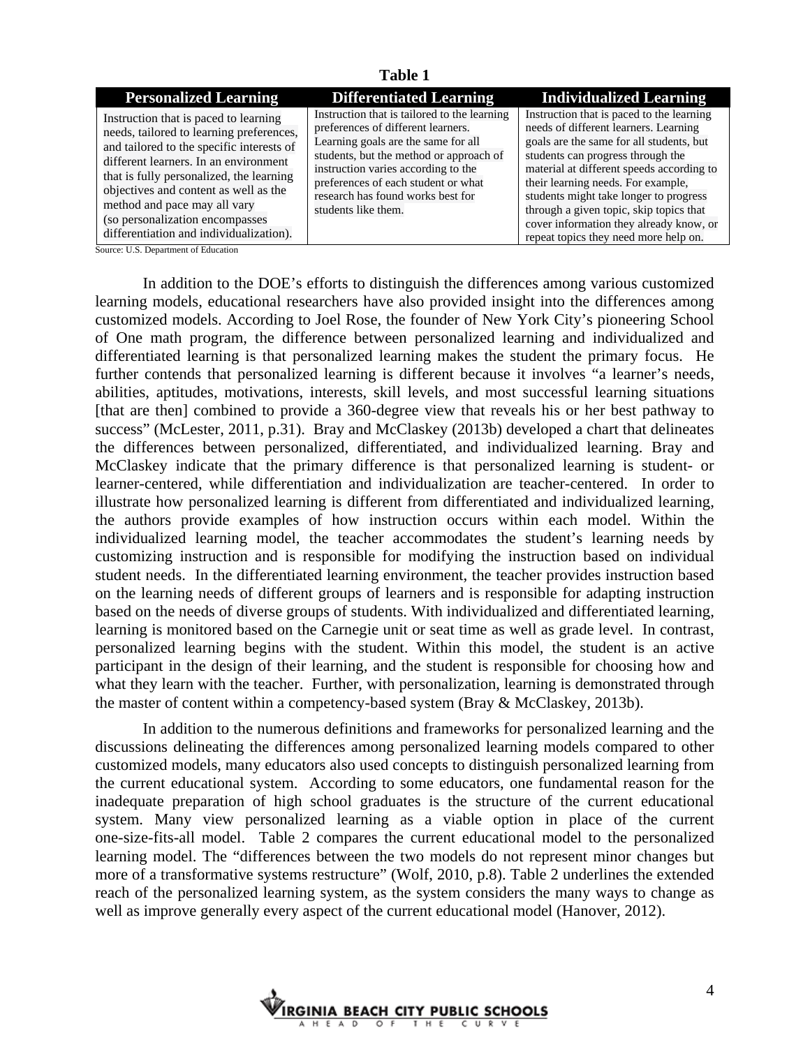**Table 1**

| Personalized Learning | Differentiated Learning | Individualized Learning |
|---|---|---|
| Instruction that is paced to learning needs, tailored to learning preferences, and tailored to the specific interests of different learners. In an environment that is fully personalized, the learning objectives and content as well as the method and pace may all vary (so personalization encompasses differentiation and individualization). | Instruction that is tailored to the learning preferences of different learners. Learning goals are the same for all students, but the method or approach of instruction varies according to the preferences of each student or what research has found works best for students like them. | Instruction that is paced to the learning needs of different learners. Learning goals are the same for all students, but students can progress through the material at different speeds according to their learning needs. For example, students might take longer to progress through a given topic, skip topics that cover information they already know, or repeat topics they need more help on. |

Source: U.S. Department of Education

In addition to the DOE's efforts to distinguish the differences among various customized learning models, educational researchers have also provided insight into the differences among customized models. According to Joel Rose, the founder of New York City's pioneering School of One math program, the difference between personalized learning and individualized and differentiated learning is that personalized learning makes the student the primary focus. He further contends that personalized learning is different because it involves "a learner's needs, abilities, aptitudes, motivations, interests, skill levels, and most successful learning situations [that are then] combined to provide a 360-degree view that reveals his or her best pathway to success" (McLester, 2011, p.31). Bray and McClaskey (2013b) developed a chart that delineates the differences between personalized, differentiated, and individualized learning. Bray and McClaskey indicate that the primary difference is that personalized learning is student- or learner-centered, while differentiation and individualization are teacher-centered. In order to illustrate how personalized learning is different from differentiated and individualized learning, the authors provide examples of how instruction occurs within each model. Within the individualized learning model, the teacher accommodates the student's learning needs by customizing instruction and is responsible for modifying the instruction based on individual student needs. In the differentiated learning environment, the teacher provides instruction based on the learning needs of different groups of learners and is responsible for adapting instruction based on the needs of diverse groups of students. With individualized and differentiated learning, learning is monitored based on the Carnegie unit or seat time as well as grade level. In contrast, personalized learning begins with the student. Within this model, the student is an active participant in the design of their learning, and the student is responsible for choosing how and what they learn with the teacher. Further, with personalization, learning is demonstrated through the master of content within a competency-based system (Bray & McClaskey, 2013b).

In addition to the numerous definitions and frameworks for personalized learning and the discussions delineating the differences among personalized learning models compared to other customized models, many educators also used concepts to distinguish personalized learning from the current educational system. According to some educators, one fundamental reason for the inadequate preparation of high school graduates is the structure of the current educational system. Many view personalized learning as a viable option in place of the current one-size-fits-all model. Table 2 compares the current educational model to the personalized learning model. The "differences between the two models do not represent minor changes but more of a transformative systems restructure" (Wolf, 2010, p.8). Table 2 underlines the extended reach of the personalized learning system, as the system considers the many ways to change as well as improve generally every aspect of the current educational model (Hanover, 2012).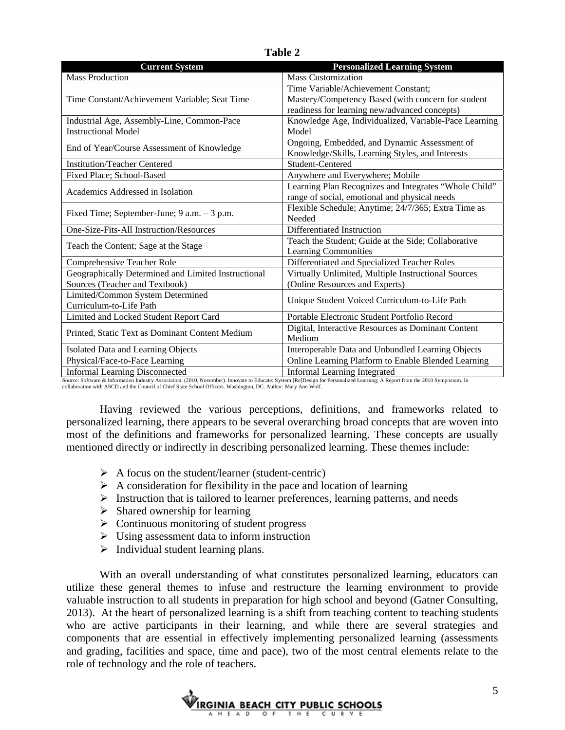**Table 2**

| Current System | Personalized Learning System |
|---|---|
| Mass Production | Mass Customization |
| Time Constant/Achievement Variable; Seat Time | Time Variable/Achievement Constant; Mastery/Competency Based (with concern for student readiness for learning new/advanced concepts) |
| Industrial Age, Assembly-Line, Common-Pace Instructional Model | Knowledge Age, Individualized, Variable-Pace Learning Model |
| End of Year/Course Assessment of Knowledge | Ongoing, Embedded, and Dynamic Assessment of Knowledge/Skills, Learning Styles, and Interests |
| Institution/Teacher Centered | Student-Centered |
| Fixed Place; School-Based | Anywhere and Everywhere; Mobile |
| Academics Addressed in Isolation | Learning Plan Recognizes and Integrates "Whole Child" range of social, emotional and physical needs |
| Fixed Time; September-June; 9 a.m. – 3 p.m. | Flexible Schedule; Anytime; 24/7/365; Extra Time as Needed |
| One-Size-Fits-All Instruction/Resources | Differentiated Instruction |
| Teach the Content; Sage at the Stage | Teach the Student; Guide at the Side; Collaborative Learning Communities |
| Comprehensive Teacher Role | Differentiated and Specialized Teacher Roles |
| Geographically Determined and Limited Instructional Sources (Teacher and Textbook) | Virtually Unlimited, Multiple Instructional Sources (Online Resources and Experts) |
| Limited/Common System Determined Curriculum-to-Life Path | Unique Student Voiced Curriculum-to-Life Path |
| Limited and Locked Student Report Card | Portable Electronic Student Portfolio Record |
| Printed, Static Text as Dominant Content Medium | Digital, Interactive Resources as Dominant Content Medium |
| Isolated Data and Learning Objects | Interoperable Data and Unbundled Learning Objects |
| Physical/Face-to-Face Learning | Online Learning Platform to Enable Blended Learning |
| Informal Learning Disconnected | Informal Learning Integrated |

Source: Software & Information Industry Association. (2010, November). Innovate to Educate: System [Re]Design for Personalized Learning; A Report from the 2010 Symposium. In collaboration with ASCD and the Council of Chief State School Officers. Washington, DC. Author: Mary Ann Wolf.

Having reviewed the various perceptions, definitions, and frameworks related to personalized learning, there appears to be several overarching broad concepts that are woven into most of the definitions and frameworks for personalized learning. These concepts are usually mentioned directly or indirectly in describing personalized learning. These themes include:

- A focus on the student/learner (student-centric)
- A consideration for flexibility in the pace and location of learning
- Instruction that is tailored to learner preferences, learning patterns, and needs
- Shared ownership for learning
- Continuous monitoring of student progress
- Using assessment data to inform instruction
- Individual student learning plans.

With an overall understanding of what constitutes personalized learning, educators can utilize these general themes to infuse and restructure the learning environment to provide valuable instruction to all students in preparation for high school and beyond (Gatner Consulting, 2013). At the heart of personalized learning is a shift from teaching content to teaching students who are active participants in their learning, and while there are several strategies and components that are essential in effectively implementing personalized learning (assessments and grading, facilities and space, time and pace), two of the most central elements relate to the role of technology and the role of teachers.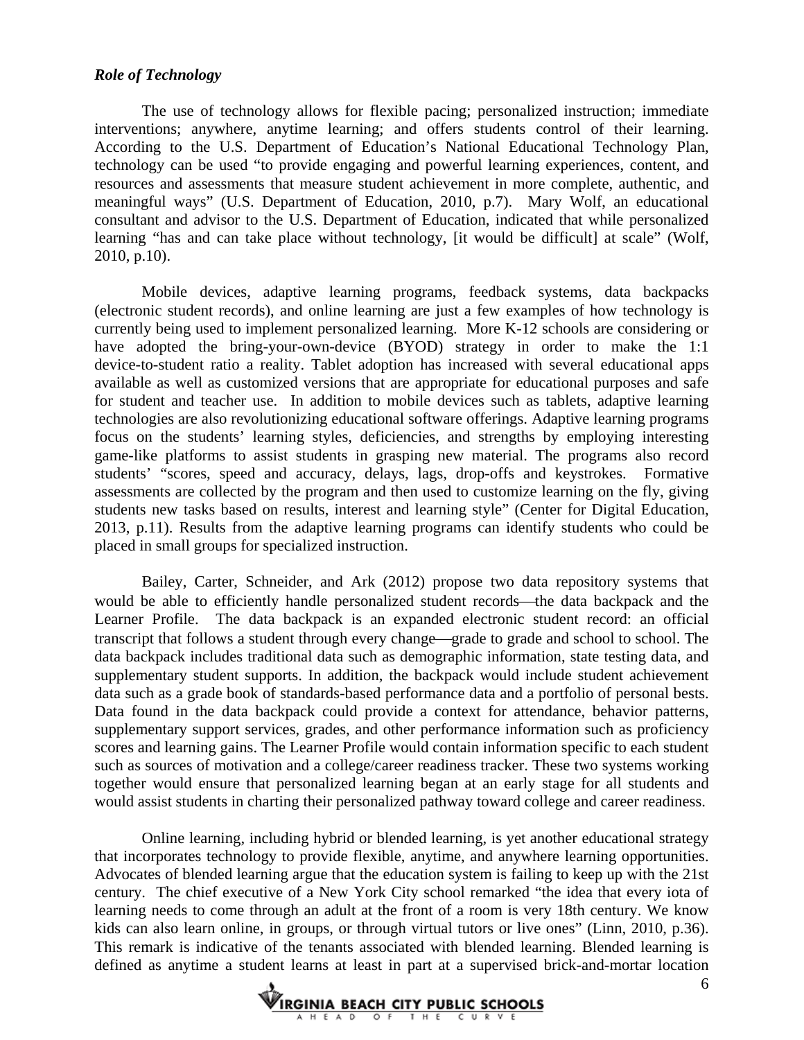***Role of Technology***

The use of technology allows for flexible pacing; personalized instruction; immediate interventions; anywhere, anytime learning; and offers students control of their learning. According to the U.S. Department of Education's National Educational Technology Plan, technology can be used "to provide engaging and powerful learning experiences, content, and resources and assessments that measure student achievement in more complete, authentic, and meaningful ways" (U.S. Department of Education, 2010, p.7). Mary Wolf, an educational consultant and advisor to the U.S. Department of Education, indicated that while personalized learning "has and can take place without technology, [it would be difficult] at scale" (Wolf, 2010, p.10).

Mobile devices, adaptive learning programs, feedback systems, data backpacks (electronic student records), and online learning are just a few examples of how technology is currently being used to implement personalized learning. More K-12 schools are considering or have adopted the bring-your-own-device (BYOD) strategy in order to make the 1:1 device-to-student ratio a reality. Tablet adoption has increased with several educational apps available as well as customized versions that are appropriate for educational purposes and safe for student and teacher use. In addition to mobile devices such as tablets, adaptive learning technologies are also revolutionizing educational software offerings. Adaptive learning programs focus on the students' learning styles, deficiencies, and strengths by employing interesting game-like platforms to assist students in grasping new material. The programs also record students' "scores, speed and accuracy, delays, lags, drop-offs and keystrokes. Formative assessments are collected by the program and then used to customize learning on the fly, giving students new tasks based on results, interest and learning style" (Center for Digital Education, 2013, p.11). Results from the adaptive learning programs can identify students who could be placed in small groups for specialized instruction.

Bailey, Carter, Schneider, and Ark (2012) propose two data repository systems that would be able to efficiently handle personalized student records—the data backpack and the Learner Profile. The data backpack is an expanded electronic student record: an official transcript that follows a student through every change—grade to grade and school to school. The data backpack includes traditional data such as demographic information, state testing data, and supplementary student supports. In addition, the backpack would include student achievement data such as a grade book of standards-based performance data and a portfolio of personal bests. Data found in the data backpack could provide a context for attendance, behavior patterns, supplementary support services, grades, and other performance information such as proficiency scores and learning gains. The Learner Profile would contain information specific to each student such as sources of motivation and a college/career readiness tracker. These two systems working together would ensure that personalized learning began at an early stage for all students and would assist students in charting their personalized pathway toward college and career readiness.

Online learning, including hybrid or blended learning, is yet another educational strategy that incorporates technology to provide flexible, anytime, and anywhere learning opportunities. Advocates of blended learning argue that the education system is failing to keep up with the 21st century. The chief executive of a New York City school remarked "the idea that every iota of learning needs to come through an adult at the front of a room is very 18th century. We know kids can also learn online, in groups, or through virtual tutors or live ones" (Linn, 2010, p.36). This remark is indicative of the tenants associated with blended learning. Blended learning is defined as anytime a student learns at least in part at a supervised brick-and-mortar location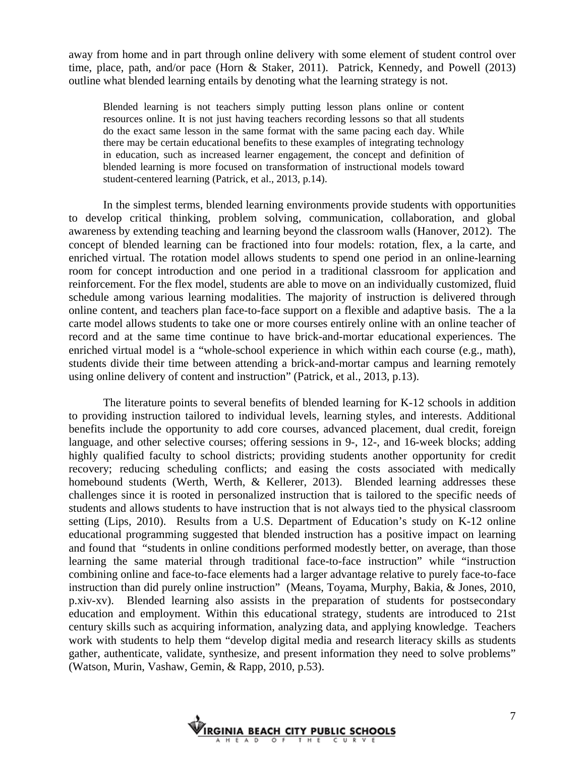away from home and in part through online delivery with some element of student control over time, place, path, and/or pace (Horn & Staker, 2011). Patrick, Kennedy, and Powell (2013) outline what blended learning entails by denoting what the learning strategy is not.

> Blended learning is not teachers simply putting lesson plans online or content resources online. It is not just having teachers recording lessons so that all students do the exact same lesson in the same format with the same pacing each day. While there may be certain educational benefits to these examples of integrating technology in education, such as increased learner engagement, the concept and definition of blended learning is more focused on transformation of instructional models toward student-centered learning (Patrick, et al., 2013, p.14).

In the simplest terms, blended learning environments provide students with opportunities to develop critical thinking, problem solving, communication, collaboration, and global awareness by extending teaching and learning beyond the classroom walls (Hanover, 2012). The concept of blended learning can be fractioned into four models: rotation, flex, a la carte, and enriched virtual. The rotation model allows students to spend one period in an online-learning room for concept introduction and one period in a traditional classroom for application and reinforcement. For the flex model, students are able to move on an individually customized, fluid schedule among various learning modalities. The majority of instruction is delivered through online content, and teachers plan face-to-face support on a flexible and adaptive basis. The a la carte model allows students to take one or more courses entirely online with an online teacher of record and at the same time continue to have brick-and-mortar educational experiences. The enriched virtual model is a "whole-school experience in which within each course (e.g., math), students divide their time between attending a brick-and-mortar campus and learning remotely using online delivery of content and instruction" (Patrick, et al., 2013, p.13).

The literature points to several benefits of blended learning for K-12 schools in addition to providing instruction tailored to individual levels, learning styles, and interests. Additional benefits include the opportunity to add core courses, advanced placement, dual credit, foreign language, and other selective courses; offering sessions in 9-, 12-, and 16-week blocks; adding highly qualified faculty to school districts; providing students another opportunity for credit recovery; reducing scheduling conflicts; and easing the costs associated with medically homebound students (Werth, Werth, & Kellerer, 2013). Blended learning addresses these challenges since it is rooted in personalized instruction that is tailored to the specific needs of students and allows students to have instruction that is not always tied to the physical classroom setting (Lips, 2010). Results from a U.S. Department of Education's study on K-12 online educational programming suggested that blended instruction has a positive impact on learning and found that "students in online conditions performed modestly better, on average, than those learning the same material through traditional face-to-face instruction" while "instruction combining online and face-to-face elements had a larger advantage relative to purely face-to-face instruction than did purely online instruction" (Means, Toyama, Murphy, Bakia, & Jones, 2010, p.xiv-xv). Blended learning also assists in the preparation of students for postsecondary education and employment. Within this educational strategy, students are introduced to 21st century skills such as acquiring information, analyzing data, and applying knowledge. Teachers work with students to help them "develop digital media and research literacy skills as students gather, authenticate, validate, synthesize, and present information they need to solve problems" (Watson, Murin, Vashaw, Gemin, & Rapp, 2010, p.53).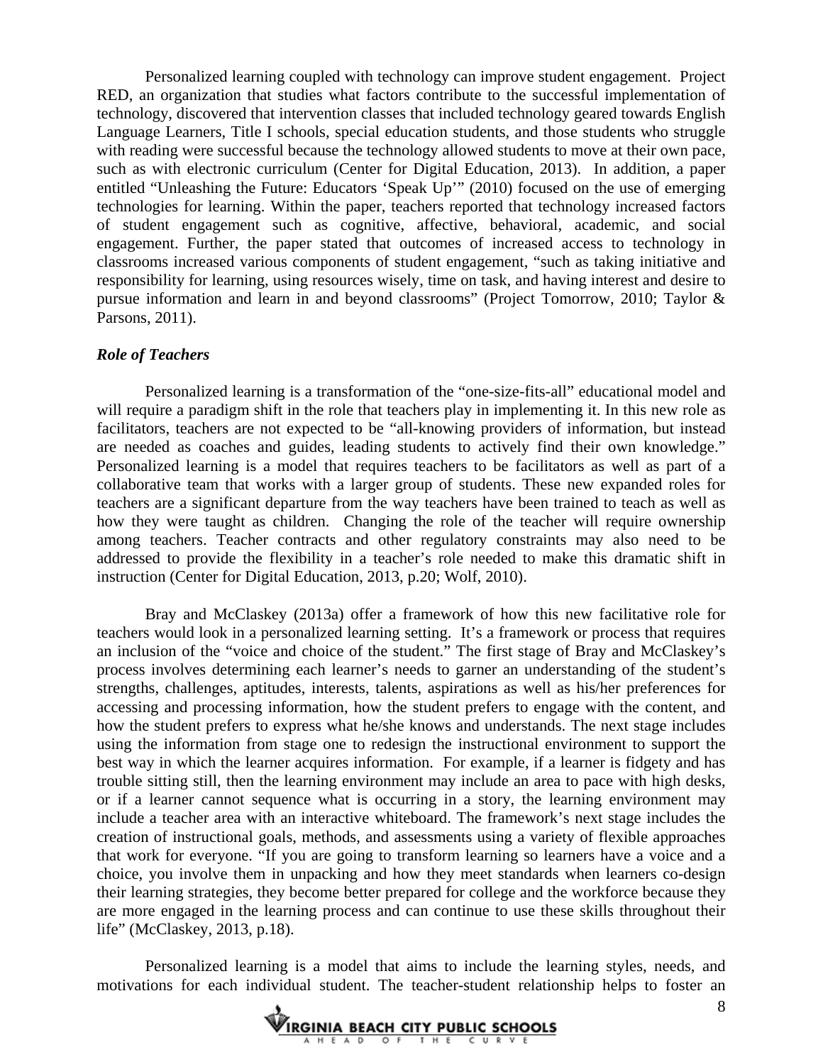Personalized learning coupled with technology can improve student engagement. Project RED, an organization that studies what factors contribute to the successful implementation of technology, discovered that intervention classes that included technology geared towards English Language Learners, Title I schools, special education students, and those students who struggle with reading were successful because the technology allowed students to move at their own pace, such as with electronic curriculum (Center for Digital Education, 2013). In addition, a paper entitled "Unleashing the Future: Educators 'Speak Up'" (2010) focused on the use of emerging technologies for learning. Within the paper, teachers reported that technology increased factors of student engagement such as cognitive, affective, behavioral, academic, and social engagement. Further, the paper stated that outcomes of increased access to technology in classrooms increased various components of student engagement, "such as taking initiative and responsibility for learning, using resources wisely, time on task, and having interest and desire to pursue information and learn in and beyond classrooms" (Project Tomorrow, 2010; Taylor & Parsons, 2011).

### *Role of Teachers*

Personalized learning is a transformation of the "one-size-fits-all" educational model and will require a paradigm shift in the role that teachers play in implementing it. In this new role as facilitators, teachers are not expected to be "all-knowing providers of information, but instead are needed as coaches and guides, leading students to actively find their own knowledge." Personalized learning is a model that requires teachers to be facilitators as well as part of a collaborative team that works with a larger group of students. These new expanded roles for teachers are a significant departure from the way teachers have been trained to teach as well as how they were taught as children. Changing the role of the teacher will require ownership among teachers. Teacher contracts and other regulatory constraints may also need to be addressed to provide the flexibility in a teacher's role needed to make this dramatic shift in instruction (Center for Digital Education, 2013, p.20; Wolf, 2010).

Bray and McClaskey (2013a) offer a framework of how this new facilitative role for teachers would look in a personalized learning setting. It's a framework or process that requires an inclusion of the "voice and choice of the student." The first stage of Bray and McClaskey's process involves determining each learner's needs to garner an understanding of the student's strengths, challenges, aptitudes, interests, talents, aspirations as well as his/her preferences for accessing and processing information, how the student prefers to engage with the content, and how the student prefers to express what he/she knows and understands. The next stage includes using the information from stage one to redesign the instructional environment to support the best way in which the learner acquires information. For example, if a learner is fidgety and has trouble sitting still, then the learning environment may include an area to pace with high desks, or if a learner cannot sequence what is occurring in a story, the learning environment may include a teacher area with an interactive whiteboard. The framework's next stage includes the creation of instructional goals, methods, and assessments using a variety of flexible approaches that work for everyone. "If you are going to transform learning so learners have a voice and a choice, you involve them in unpacking and how they meet standards when learners co-design their learning strategies, they become better prepared for college and the workforce because they are more engaged in the learning process and can continue to use these skills throughout their life" (McClaskey, 2013, p.18).

Personalized learning is a model that aims to include the learning styles, needs, and motivations for each individual student. The teacher-student relationship helps to foster an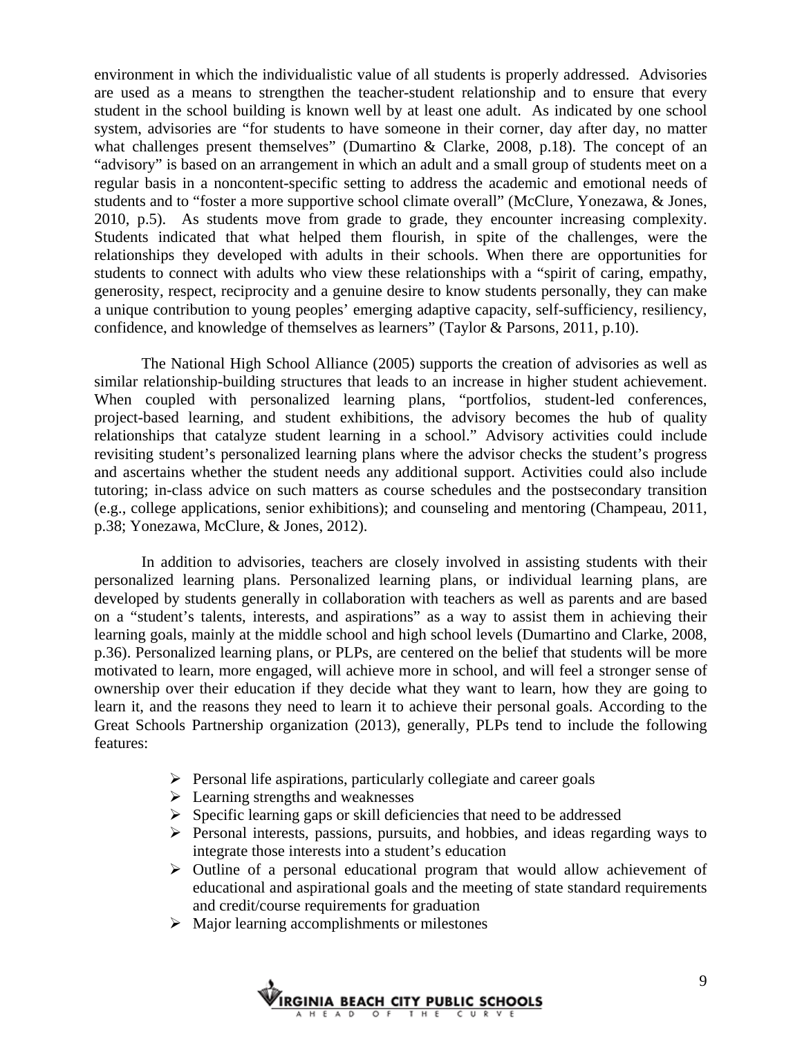environment in which the individualistic value of all students is properly addressed. Advisories are used as a means to strengthen the teacher-student relationship and to ensure that every student in the school building is known well by at least one adult. As indicated by one school system, advisories are "for students to have someone in their corner, day after day, no matter what challenges present themselves" (Dumartino & Clarke, 2008, p.18). The concept of an "advisory" is based on an arrangement in which an adult and a small group of students meet on a regular basis in a noncontent-specific setting to address the academic and emotional needs of students and to "foster a more supportive school climate overall" (McClure, Yonezawa, & Jones, 2010, p.5). As students move from grade to grade, they encounter increasing complexity. Students indicated that what helped them flourish, in spite of the challenges, were the relationships they developed with adults in their schools. When there are opportunities for students to connect with adults who view these relationships with a "spirit of caring, empathy, generosity, respect, reciprocity and a genuine desire to know students personally, they can make a unique contribution to young peoples' emerging adaptive capacity, self-sufficiency, resiliency, confidence, and knowledge of themselves as learners" (Taylor & Parsons, 2011, p.10).

The National High School Alliance (2005) supports the creation of advisories as well as similar relationship-building structures that leads to an increase in higher student achievement. When coupled with personalized learning plans, "portfolios, student-led conferences, project-based learning, and student exhibitions, the advisory becomes the hub of quality relationships that catalyze student learning in a school." Advisory activities could include revisiting student's personalized learning plans where the advisor checks the student's progress and ascertains whether the student needs any additional support. Activities could also include tutoring; in-class advice on such matters as course schedules and the postsecondary transition (e.g., college applications, senior exhibitions); and counseling and mentoring (Champeau, 2011, p.38; Yonezawa, McClure, & Jones, 2012).

In addition to advisories, teachers are closely involved in assisting students with their personalized learning plans. Personalized learning plans, or individual learning plans, are developed by students generally in collaboration with teachers as well as parents and are based on a "student's talents, interests, and aspirations" as a way to assist them in achieving their learning goals, mainly at the middle school and high school levels (Dumartino and Clarke, 2008, p.36). Personalized learning plans, or PLPs, are centered on the belief that students will be more motivated to learn, more engaged, will achieve more in school, and will feel a stronger sense of ownership over their education if they decide what they want to learn, how they are going to learn it, and the reasons they need to learn it to achieve their personal goals. According to the Great Schools Partnership organization (2013), generally, PLPs tend to include the following features:

- Personal life aspirations, particularly collegiate and career goals
- Learning strengths and weaknesses
- Specific learning gaps or skill deficiencies that need to be addressed
- Personal interests, passions, pursuits, and hobbies, and ideas regarding ways to integrate those interests into a student's education
- Outline of a personal educational program that would allow achievement of educational and aspirational goals and the meeting of state standard requirements and credit/course requirements for graduation
- Major learning accomplishments or milestones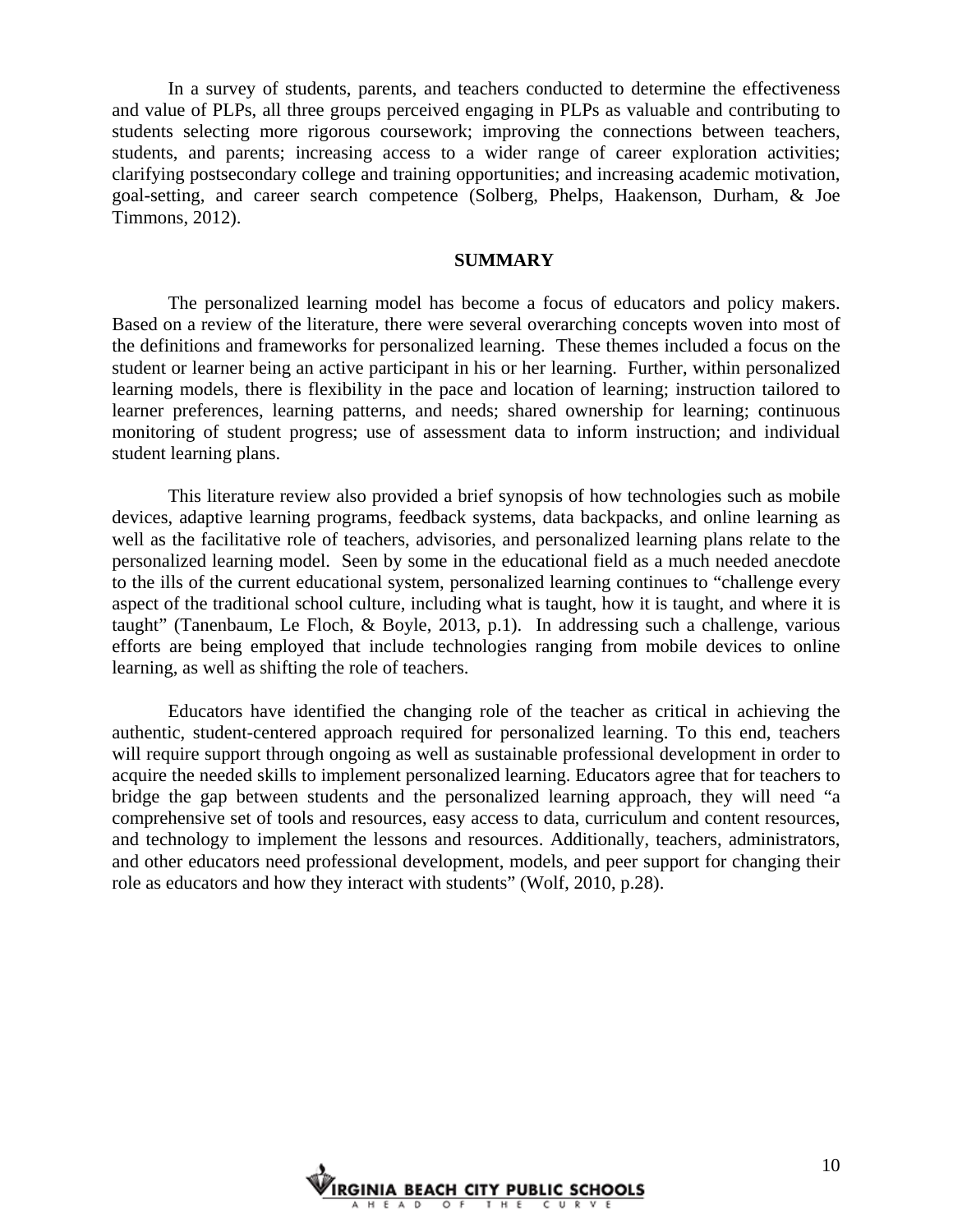In a survey of students, parents, and teachers conducted to determine the effectiveness and value of PLPs, all three groups perceived engaging in PLPs as valuable and contributing to students selecting more rigorous coursework; improving the connections between teachers, students, and parents; increasing access to a wider range of career exploration activities; clarifying postsecondary college and training opportunities; and increasing academic motivation, goal-setting, and career search competence (Solberg, Phelps, Haakenson, Durham, & Joe Timmons, 2012).

## SUMMARY

The personalized learning model has become a focus of educators and policy makers. Based on a review of the literature, there were several overarching concepts woven into most of the definitions and frameworks for personalized learning. These themes included a focus on the student or learner being an active participant in his or her learning. Further, within personalized learning models, there is flexibility in the pace and location of learning; instruction tailored to learner preferences, learning patterns, and needs; shared ownership for learning; continuous monitoring of student progress; use of assessment data to inform instruction; and individual student learning plans.

This literature review also provided a brief synopsis of how technologies such as mobile devices, adaptive learning programs, feedback systems, data backpacks, and online learning as well as the facilitative role of teachers, advisories, and personalized learning plans relate to the personalized learning model. Seen by some in the educational field as a much needed anecdote to the ills of the current educational system, personalized learning continues to "challenge every aspect of the traditional school culture, including what is taught, how it is taught, and where it is taught" (Tanenbaum, Le Floch, & Boyle, 2013, p.1). In addressing such a challenge, various efforts are being employed that include technologies ranging from mobile devices to online learning, as well as shifting the role of teachers.

Educators have identified the changing role of the teacher as critical in achieving the authentic, student-centered approach required for personalized learning. To this end, teachers will require support through ongoing as well as sustainable professional development in order to acquire the needed skills to implement personalized learning. Educators agree that for teachers to bridge the gap between students and the personalized learning approach, they will need "a comprehensive set of tools and resources, easy access to data, curriculum and content resources, and technology to implement the lessons and resources. Additionally, teachers, administrators, and other educators need professional development, models, and peer support for changing their role as educators and how they interact with students" (Wolf, 2010, p.28).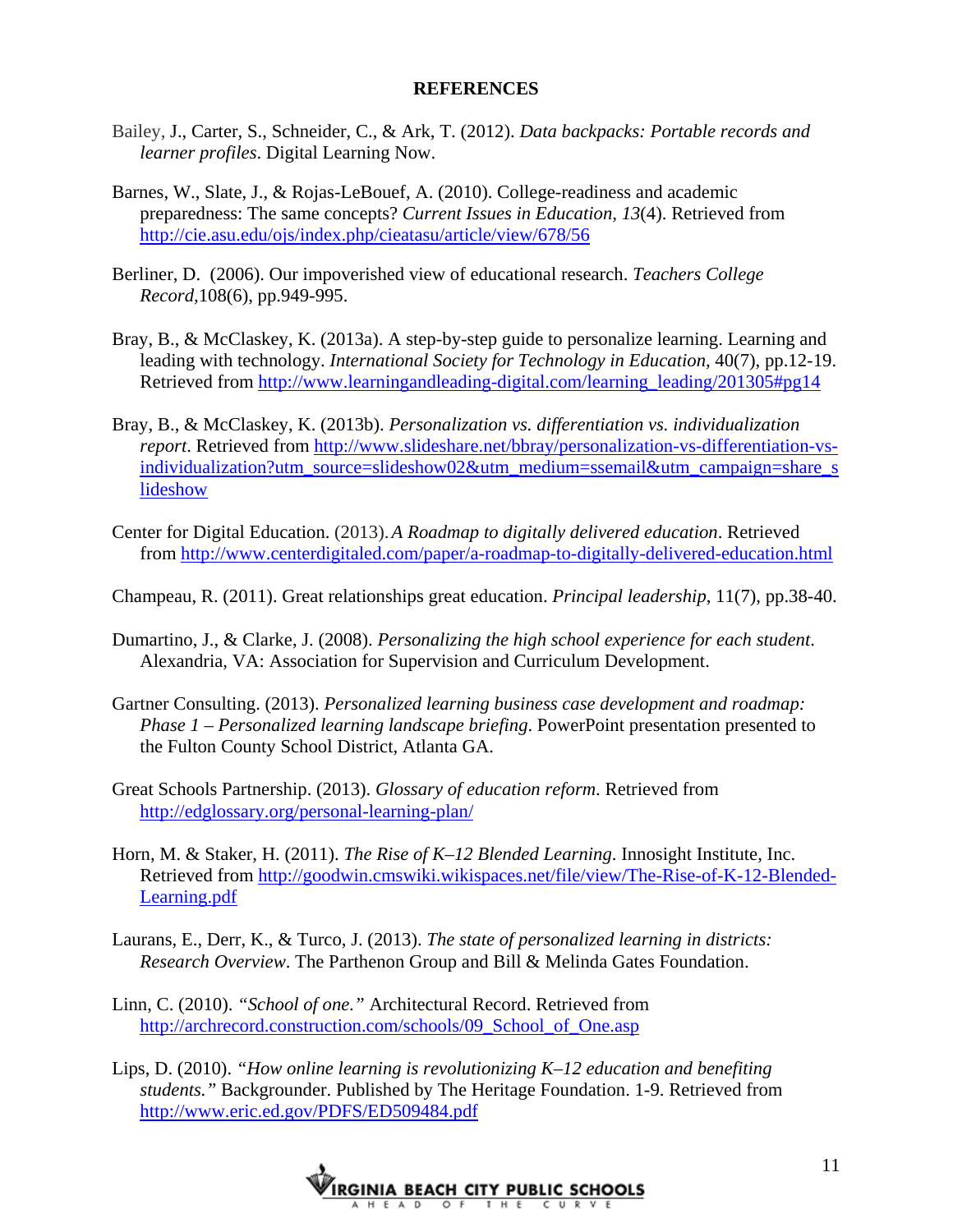**REFERENCES**

Bailey, J., Carter, S., Schneider, C., & Ark, T. (2012). *Data backpacks: Portable records and learner profiles*. Digital Learning Now.

Barnes, W., Slate, J., & Rojas-LeBouef, A. (2010). College-readiness and academic preparedness: The same concepts? *Current Issues in Education, 13*(4). Retrieved from http://cie.asu.edu/ojs/index.php/cieatasu/article/view/678/56

Berliner, D. (2006). Our impoverished view of educational research. *Teachers College Record,*108(6), pp.949-995.

Bray, B., & McClaskey, K. (2013a). A step-by-step guide to personalize learning. Learning and leading with technology. *International Society for Technology in Education,* 40(7), pp.12-19. Retrieved from http://www.learningandleading-digital.com/learning_leading/201305#pg14

Bray, B., & McClaskey, K. (2013b). *Personalization vs. differentiation vs. individualization report*. Retrieved from http://www.slideshare.net/bbray/personalization-vs-differentiation-vs-individualization?utm_source=slideshow02&utm_medium=ssemail&utm_campaign=share_slideshow

Center for Digital Education. (2013). *A Roadmap to digitally delivered education*. Retrieved from http://www.centerdigitaled.com/paper/a-roadmap-to-digitally-delivered-education.html

Champeau, R. (2011). Great relationships great education. *Principal leadership*, 11(7), pp.38-40.

Dumartino, J., & Clarke, J. (2008). *Personalizing the high school experience for each student*. Alexandria, VA: Association for Supervision and Curriculum Development.

Gartner Consulting. (2013). *Personalized learning business case development and roadmap: Phase 1 – Personalized learning landscape briefing*. PowerPoint presentation presented to the Fulton County School District, Atlanta GA.

Great Schools Partnership. (2013). *Glossary of education reform*. Retrieved from http://edglossary.org/personal-learning-plan/

Horn, M. & Staker, H. (2011). *The Rise of K–12 Blended Learning*. Innosight Institute, Inc. Retrieved from http://goodwin.cmswiki.wikispaces.net/file/view/The-Rise-of-K-12-Blended-Learning.pdf

Laurans, E., Derr, K., & Turco, J. (2013). *The state of personalized learning in districts: Research Overview*. The Parthenon Group and Bill & Melinda Gates Foundation.

Linn, C. (2010). *"School of one."* Architectural Record. Retrieved from http://archrecord.construction.com/schools/09_School_of_One.asp

Lips, D. (2010). *"How online learning is revolutionizing K–12 education and benefiting students."* Backgrounder. Published by The Heritage Foundation. 1-9. Retrieved from http://www.eric.ed.gov/PDFS/ED509484.pdf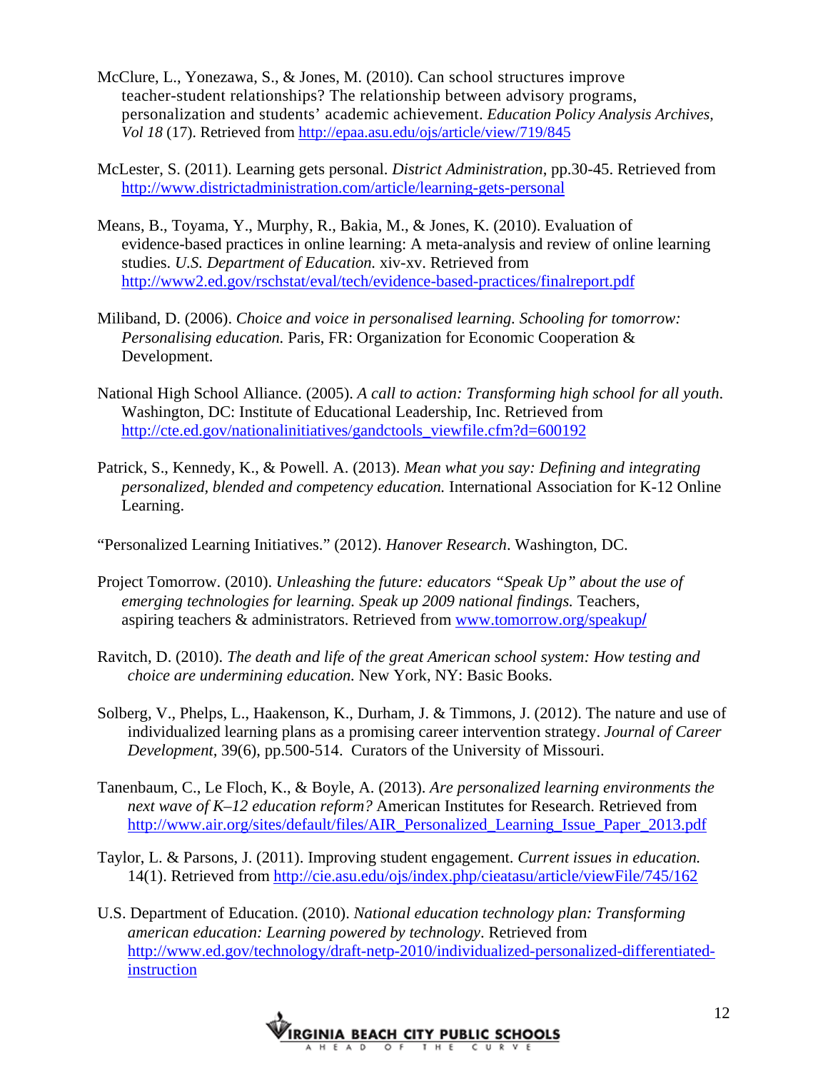McClure, L., Yonezawa, S., & Jones, M. (2010). Can school structures improve teacher-student relationships? The relationship between advisory programs, personalization and students' academic achievement. *Education Policy Analysis Archives, Vol 18* (17). Retrieved from http://epaa.asu.edu/ojs/article/view/719/845

McLester, S. (2011). Learning gets personal. *District Administration*, pp.30-45. Retrieved from http://www.districtadministration.com/article/learning-gets-personal

Means, B., Toyama, Y., Murphy, R., Bakia, M., & Jones, K. (2010). Evaluation of evidence-based practices in online learning: A meta-analysis and review of online learning studies. *U.S. Department of Education.* xiv-xv. Retrieved from http://www2.ed.gov/rschstat/eval/tech/evidence-based-practices/finalreport.pdf

Miliband, D. (2006). *Choice and voice in personalised learning. Schooling for tomorrow: Personalising education.* Paris, FR: Organization for Economic Cooperation & Development.

National High School Alliance. (2005). *A call to action: Transforming high school for all youth*. Washington, DC: Institute of Educational Leadership, Inc. Retrieved from http://cte.ed.gov/nationalinitiatives/gandctools_viewfile.cfm?d=600192

Patrick, S., Kennedy, K., & Powell. A. (2013). *Mean what you say: Defining and integrating personalized, blended and competency education.* International Association for K-12 Online Learning.

"Personalized Learning Initiatives." (2012). *Hanover Research*. Washington, DC.

Project Tomorrow. (2010). *Unleashing the future: educators "Speak Up" about the use of emerging technologies for learning. Speak up 2009 national findings.* Teachers, aspiring teachers & administrators. Retrieved from www.tomorrow.org/speakup/

Ravitch, D. (2010). *The death and life of the great American school system: How testing and choice are undermining education.* New York, NY: Basic Books.

Solberg, V., Phelps, L., Haakenson, K., Durham, J. & Timmons, J. (2012). The nature and use of individualized learning plans as a promising career intervention strategy. *Journal of Career Development,* 39(6), pp.500-514. Curators of the University of Missouri.

Tanenbaum, C., Le Floch, K., & Boyle, A. (2013). *Are personalized learning environments the next wave of K–12 education reform?* American Institutes for Research. Retrieved from http://www.air.org/sites/default/files/AIR_Personalized_Learning_Issue_Paper_2013.pdf

Taylor, L. & Parsons, J. (2011). Improving student engagement. *Current issues in education.* 14(1). Retrieved from http://cie.asu.edu/ojs/index.php/cieatasu/article/viewFile/745/162

U.S. Department of Education. (2010). *National education technology plan: Transforming american education: Learning powered by technology*. Retrieved from http://www.ed.gov/technology/draft-netp-2010/individualized-personalized-differentiated-instruction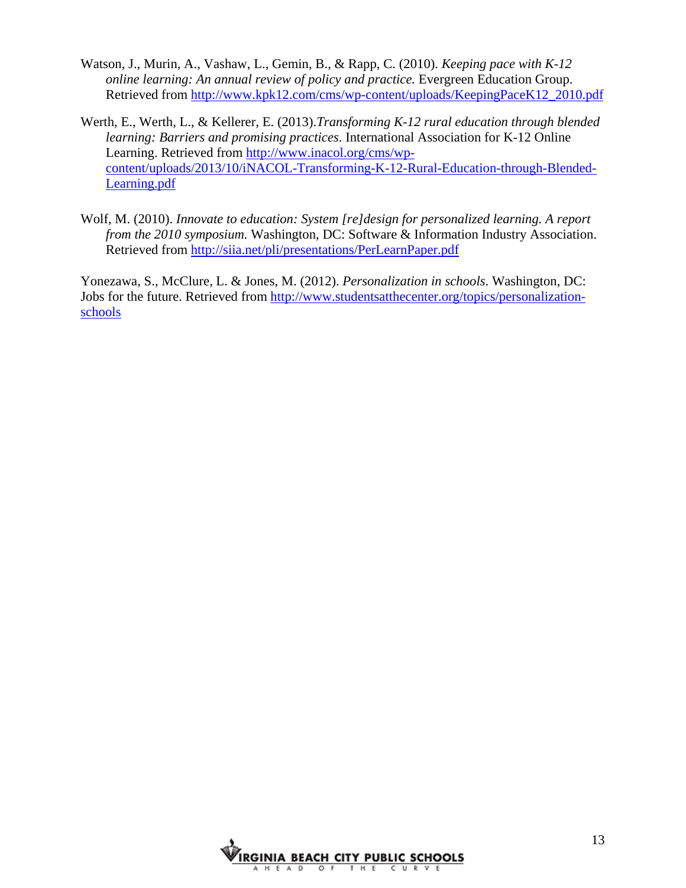Watson, J., Murin, A., Vashaw, L., Gemin, B., & Rapp, C. (2010). *Keeping pace with K-12 online learning: An annual review of policy and practice.* Evergreen Education Group. Retrieved from http://www.kpk12.com/cms/wp-content/uploads/KeepingPaceK12_2010.pdf

Werth, E., Werth, L., & Kellerer, E. (2013).*Transforming K-12 rural education through blended learning: Barriers and promising practices*. International Association for K-12 Online Learning. Retrieved from http://www.inacol.org/cms/wp-content/uploads/2013/10/iNACOL-Transforming-K-12-Rural-Education-through-Blended-Learning.pdf

Wolf, M. (2010). *Innovate to education: System [re]design for personalized learning. A report from the 2010 symposium.* Washington, DC: Software & Information Industry Association. Retrieved from http://siia.net/pli/presentations/PerLearnPaper.pdf

Yonezawa, S., McClure, L. & Jones, M. (2012). *Personalization in schools*. Washington, DC: Jobs for the future. Retrieved from http://www.studentsatthecenter.org/topics/personalization-schools